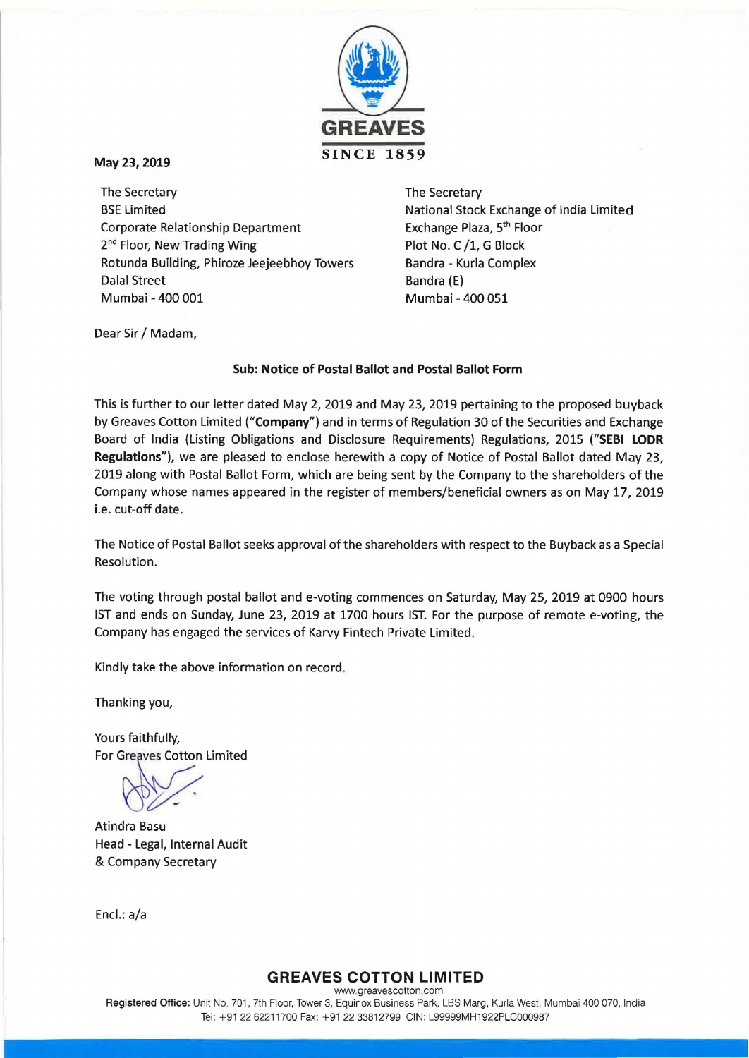GREAVES

SINCE 1859

**May 23, 2019**

The Secretary
BSE Limited
Corporate Relationship Department
2nd Floor, New Trading Wing
Rotunda Building, Phiroze Jeejeebhoy Towers
Dalal Street
Mumbai - 400 001

The Secretary
National Stock Exchange of India Limited
Exchange Plaza, 5th Floor
Plot No. C /1, G Block
Bandra - Kurla Complex
Bandra (E)
Mumbai - 400 051

Dear Sir / Madam,

**Sub: Notice of Postal Ballot and Postal Ballot Form**

This is further to our letter dated May 2, 2019 and May 23, 2019 pertaining to the proposed buyback by Greaves Cotton Limited ("**Company**") and in terms of Regulation 30 of the Securities and Exchange Board of India (Listing Obligations and Disclosure Requirements) Regulations, 2015 ("**SEBI LODR Regulations**"), we are pleased to enclose herewith a copy of Notice of Postal Ballot dated May 23, 2019 along with Postal Ballot Form, which are being sent by the Company to the shareholders of the Company whose names appeared in the register of members/beneficial owners as on May 17, 2019 i.e. cut-off date.

The Notice of Postal Ballot seeks approval of the shareholders with respect to the Buyback as a Special Resolution.

The voting through postal ballot and e-voting commences on Saturday, May 25, 2019 at 0900 hours IST and ends on Sunday, June 23, 2019 at 1700 hours IST. For the purpose of remote e-voting, the Company has engaged the services of Karvy Fintech Private Limited.

Kindly take the above information on record.

Thanking you,

Yours faithfully,
For Greaves Cotton Limited

Atindra Basu
Head - Legal, Internal Audit
& Company Secretary

Encl.: a/a

**GREAVES COTTON LIMITED**
www.greavescotton.com
**Registered Office:** Unit No. 701, 7th Floor, Tower 3, Equinox Business Park, LBS Marg, Kurla West, Mumbai 400 070, India
Tel: +91 22 62211700 Fax: +91 22 33812799 CIN: L99999MH1922PLC000987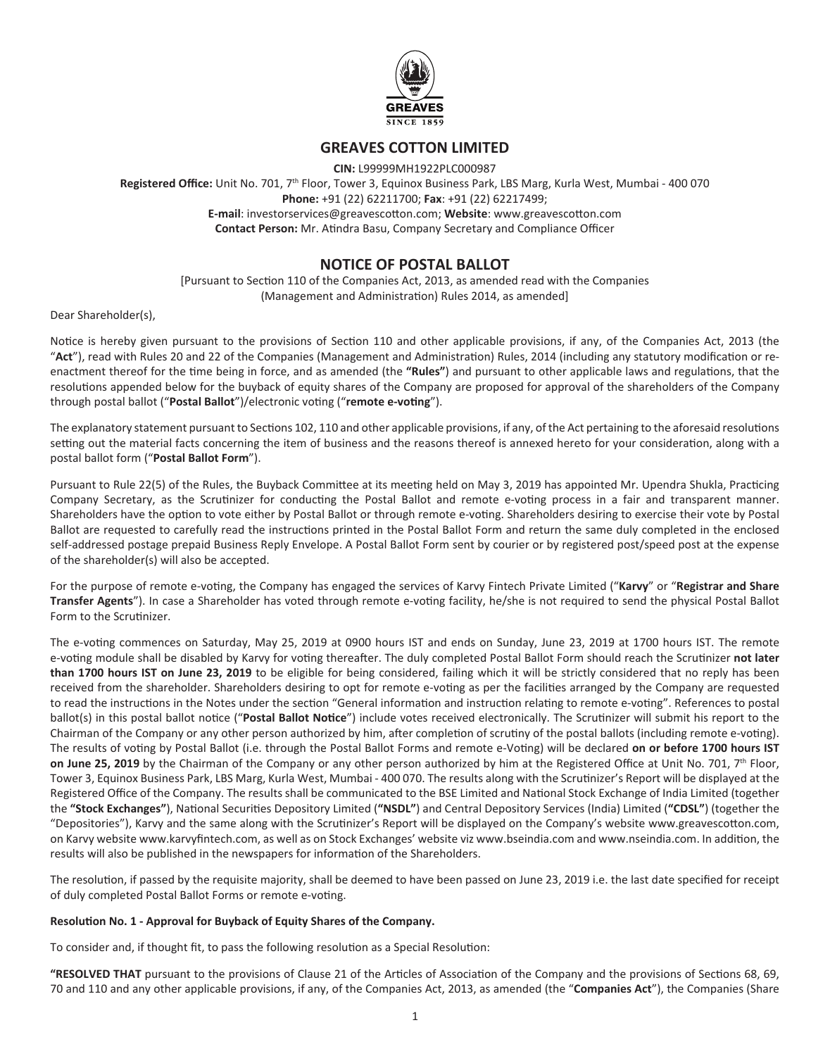# GREAVES COTTON LIMITED

**CIN:** L99999MH1922PLC000987

**Registered Office:** Unit No. 701, 7th Floor, Tower 3, Equinox Business Park, LBS Marg, Kurla West, Mumbai - 400 070

**Phone:** +91 (22) 62211700; **Fax**: +91 (22) 62217499;

**E-mail**: investorservices@greavescotton.com; **Website**: www.greavescotton.com

**Contact Person:** Mr. Atindra Basu, Company Secretary and Compliance Officer

## NOTICE OF POSTAL BALLOT

[Pursuant to Section 110 of the Companies Act, 2013, as amended read with the Companies (Management and Administration) Rules 2014, as amended]

Dear Shareholder(s),

Notice is hereby given pursuant to the provisions of Section 110 and other applicable provisions, if any, of the Companies Act, 2013 (the "**Act**"), read with Rules 20 and 22 of the Companies (Management and Administration) Rules, 2014 (including any statutory modification or re-enactment thereof for the time being in force, and as amended (the **"Rules"**) and pursuant to other applicable laws and regulations, that the resolutions appended below for the buyback of equity shares of the Company are proposed for approval of the shareholders of the Company through postal ballot ("**Postal Ballot**")/electronic voting ("**remote e-voting**").

The explanatory statement pursuant to Sections 102, 110 and other applicable provisions, if any, of the Act pertaining to the aforesaid resolutions setting out the material facts concerning the item of business and the reasons thereof is annexed hereto for your consideration, along with a postal ballot form ("**Postal Ballot Form**").

Pursuant to Rule 22(5) of the Rules, the Buyback Committee at its meeting held on May 3, 2019 has appointed Mr. Upendra Shukla, Practicing Company Secretary, as the Scrutinizer for conducting the Postal Ballot and remote e-voting process in a fair and transparent manner. Shareholders have the option to vote either by Postal Ballot or through remote e-voting. Shareholders desiring to exercise their vote by Postal Ballot are requested to carefully read the instructions printed in the Postal Ballot Form and return the same duly completed in the enclosed self-addressed postage prepaid Business Reply Envelope. A Postal Ballot Form sent by courier or by registered post/speed post at the expense of the shareholder(s) will also be accepted.

For the purpose of remote e-voting, the Company has engaged the services of Karvy Fintech Private Limited ("**Karvy**" or "**Registrar and Share Transfer Agents**"). In case a Shareholder has voted through remote e-voting facility, he/she is not required to send the physical Postal Ballot Form to the Scrutinizer.

The e-voting commences on Saturday, May 25, 2019 at 0900 hours IST and ends on Sunday, June 23, 2019 at 1700 hours IST. The remote e-voting module shall be disabled by Karvy for voting thereafter. The duly completed Postal Ballot Form should reach the Scrutinizer **not later than 1700 hours IST on June 23, 2019** to be eligible for being considered, failing which it will be strictly considered that no reply has been received from the shareholder. Shareholders desiring to opt for remote e-voting as per the facilities arranged by the Company are requested to read the instructions in the Notes under the section "General information and instruction relating to remote e-voting". References to postal ballot(s) in this postal ballot notice ("**Postal Ballot Notice**") include votes received electronically. The Scrutinizer will submit his report to the Chairman of the Company or any other person authorized by him, after completion of scrutiny of the postal ballots (including remote e-voting). The results of voting by Postal Ballot (i.e. through the Postal Ballot Forms and remote e-Voting) will be declared **on or before 1700 hours IST on June 25, 2019** by the Chairman of the Company or any other person authorized by him at the Registered Office at Unit No. 701, 7th Floor, Tower 3, Equinox Business Park, LBS Marg, Kurla West, Mumbai - 400 070. The results along with the Scrutinizer's Report will be displayed at the Registered Office of the Company. The results shall be communicated to the BSE Limited and National Stock Exchange of India Limited (together the **"Stock Exchanges"**), National Securities Depository Limited (**"NSDL"**) and Central Depository Services (India) Limited (**"CDSL"**) (together the "Depositories"), Karvy and the same along with the Scrutinizer's Report will be displayed on the Company's website www.greavescotton.com, on Karvy website www.karvyfintech.com, as well as on Stock Exchanges' website viz www.bseindia.com and www.nseindia.com. In addition, the results will also be published in the newspapers for information of the Shareholders.

The resolution, if passed by the requisite majority, shall be deemed to have been passed on June 23, 2019 i.e. the last date specified for receipt of duly completed Postal Ballot Forms or remote e-voting.

**Resolution No. 1 - Approval for Buyback of Equity Shares of the Company.**

To consider and, if thought fit, to pass the following resolution as a Special Resolution:

**"RESOLVED THAT** pursuant to the provisions of Clause 21 of the Articles of Association of the Company and the provisions of Sections 68, 69, 70 and 110 and any other applicable provisions, if any, of the Companies Act, 2013, as amended (the "**Companies Act**"), the Companies (Share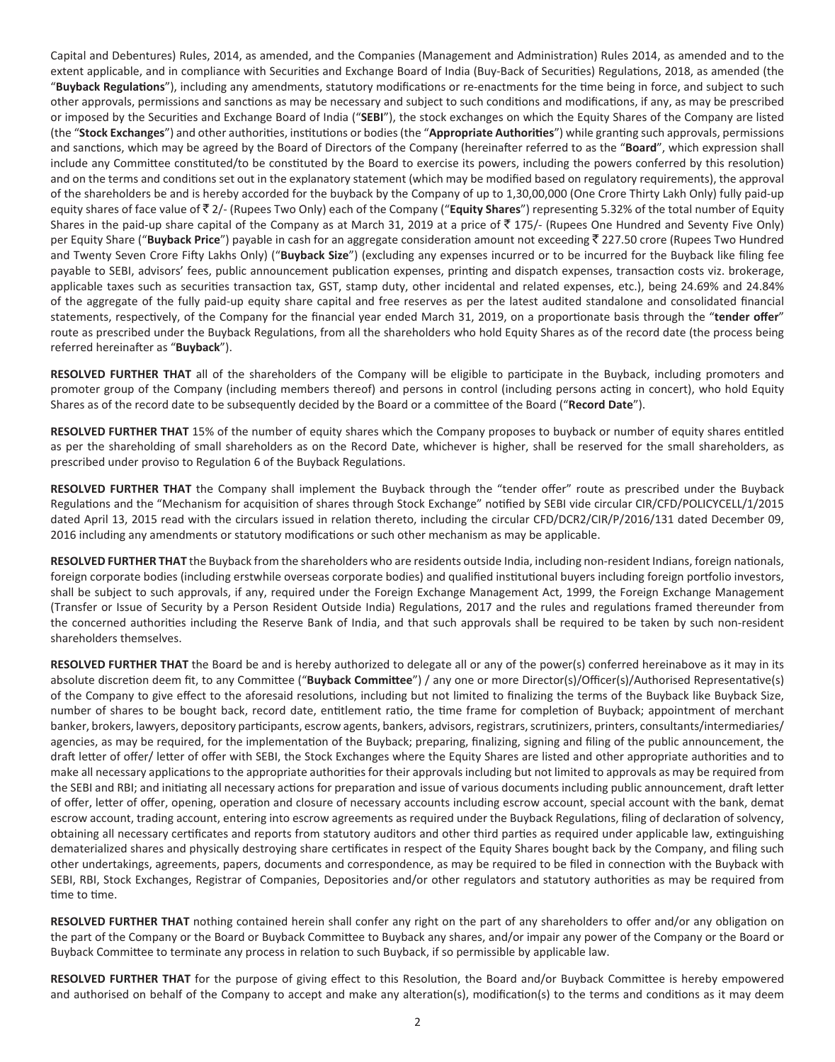Capital and Debentures) Rules, 2014, as amended, and the Companies (Management and Administration) Rules 2014, as amended and to the extent applicable, and in compliance with Securities and Exchange Board of India (Buy-Back of Securities) Regulations, 2018, as amended (the "**Buyback Regulations**"), including any amendments, statutory modifications or re-enactments for the time being in force, and subject to such other approvals, permissions and sanctions as may be necessary and subject to such conditions and modifications, if any, as may be prescribed or imposed by the Securities and Exchange Board of India ("**SEBI**"), the stock exchanges on which the Equity Shares of the Company are listed (the "**Stock Exchanges**") and other authorities, institutions or bodies (the "**Appropriate Authorities**") while granting such approvals, permissions and sanctions, which may be agreed by the Board of Directors of the Company (hereinafter referred to as the "**Board**", which expression shall include any Committee constituted/to be constituted by the Board to exercise its powers, including the powers conferred by this resolution) and on the terms and conditions set out in the explanatory statement (which may be modified based on regulatory requirements), the approval of the shareholders be and is hereby accorded for the buyback by the Company of up to 1,30,00,000 (One Crore Thirty Lakh Only) fully paid-up equity shares of face value of ₹ 2/- (Rupees Two Only) each of the Company ("**Equity Shares**") representing 5.32% of the total number of Equity Shares in the paid-up share capital of the Company as at March 31, 2019 at a price of ₹ 175/- (Rupees One Hundred and Seventy Five Only) per Equity Share ("**Buyback Price**") payable in cash for an aggregate consideration amount not exceeding ₹ 227.50 crore (Rupees Two Hundred and Twenty Seven Crore Fifty Lakhs Only) ("**Buyback Size**") (excluding any expenses incurred or to be incurred for the Buyback like filing fee payable to SEBI, advisors' fees, public announcement publication expenses, printing and dispatch expenses, transaction costs viz. brokerage, applicable taxes such as securities transaction tax, GST, stamp duty, other incidental and related expenses, etc.), being 24.69% and 24.84% of the aggregate of the fully paid-up equity share capital and free reserves as per the latest audited standalone and consolidated financial statements, respectively, of the Company for the financial year ended March 31, 2019, on a proportionate basis through the "**tender offer**" route as prescribed under the Buyback Regulations, from all the shareholders who hold Equity Shares as of the record date (the process being referred hereinafter as "**Buyback**").

**RESOLVED FURTHER THAT** all of the shareholders of the Company will be eligible to participate in the Buyback, including promoters and promoter group of the Company (including members thereof) and persons in control (including persons acting in concert), who hold Equity Shares as of the record date to be subsequently decided by the Board or a committee of the Board ("**Record Date**").

**RESOLVED FURTHER THAT** 15% of the number of equity shares which the Company proposes to buyback or number of equity shares entitled as per the shareholding of small shareholders as on the Record Date, whichever is higher, shall be reserved for the small shareholders, as prescribed under proviso to Regulation 6 of the Buyback Regulations.

**RESOLVED FURTHER THAT** the Company shall implement the Buyback through the "tender offer" route as prescribed under the Buyback Regulations and the "Mechanism for acquisition of shares through Stock Exchange" notified by SEBI vide circular CIR/CFD/POLICYCELL/1/2015 dated April 13, 2015 read with the circulars issued in relation thereto, including the circular CFD/DCR2/CIR/P/2016/131 dated December 09, 2016 including any amendments or statutory modifications or such other mechanism as may be applicable.

**RESOLVED FURTHER THAT** the Buyback from the shareholders who are residents outside India, including non-resident Indians, foreign nationals, foreign corporate bodies (including erstwhile overseas corporate bodies) and qualified institutional buyers including foreign portfolio investors, shall be subject to such approvals, if any, required under the Foreign Exchange Management Act, 1999, the Foreign Exchange Management (Transfer or Issue of Security by a Person Resident Outside India) Regulations, 2017 and the rules and regulations framed thereunder from the concerned authorities including the Reserve Bank of India, and that such approvals shall be required to be taken by such non-resident shareholders themselves.

**RESOLVED FURTHER THAT** the Board be and is hereby authorized to delegate all or any of the power(s) conferred hereinabove as it may in its absolute discretion deem fit, to any Committee ("**Buyback Committee**") / any one or more Director(s)/Officer(s)/Authorised Representative(s) of the Company to give effect to the aforesaid resolutions, including but not limited to finalizing the terms of the Buyback like Buyback Size, number of shares to be bought back, record date, entitlement ratio, the time frame for completion of Buyback; appointment of merchant banker, brokers, lawyers, depository participants, escrow agents, bankers, advisors, registrars, scrutinizers, printers, consultants/intermediaries/ agencies, as may be required, for the implementation of the Buyback; preparing, finalizing, signing and filing of the public announcement, the draft letter of offer/ letter of offer with SEBI, the Stock Exchanges where the Equity Shares are listed and other appropriate authorities and to make all necessary applications to the appropriate authorities for their approvals including but not limited to approvals as may be required from the SEBI and RBI; and initiating all necessary actions for preparation and issue of various documents including public announcement, draft letter of offer, letter of offer, opening, operation and closure of necessary accounts including escrow account, special account with the bank, demat escrow account, trading account, entering into escrow agreements as required under the Buyback Regulations, filing of declaration of solvency, obtaining all necessary certificates and reports from statutory auditors and other third parties as required under applicable law, extinguishing dematerialized shares and physically destroying share certificates in respect of the Equity Shares bought back by the Company, and filing such other undertakings, agreements, papers, documents and correspondence, as may be required to be filed in connection with the Buyback with SEBI, RBI, Stock Exchanges, Registrar of Companies, Depositories and/or other regulators and statutory authorities as may be required from time to time.

**RESOLVED FURTHER THAT** nothing contained herein shall confer any right on the part of any shareholders to offer and/or any obligation on the part of the Company or the Board or Buyback Committee to Buyback any shares, and/or impair any power of the Company or the Board or Buyback Committee to terminate any process in relation to such Buyback, if so permissible by applicable law.

**RESOLVED FURTHER THAT** for the purpose of giving effect to this Resolution, the Board and/or Buyback Committee is hereby empowered and authorised on behalf of the Company to accept and make any alteration(s), modification(s) to the terms and conditions as it may deem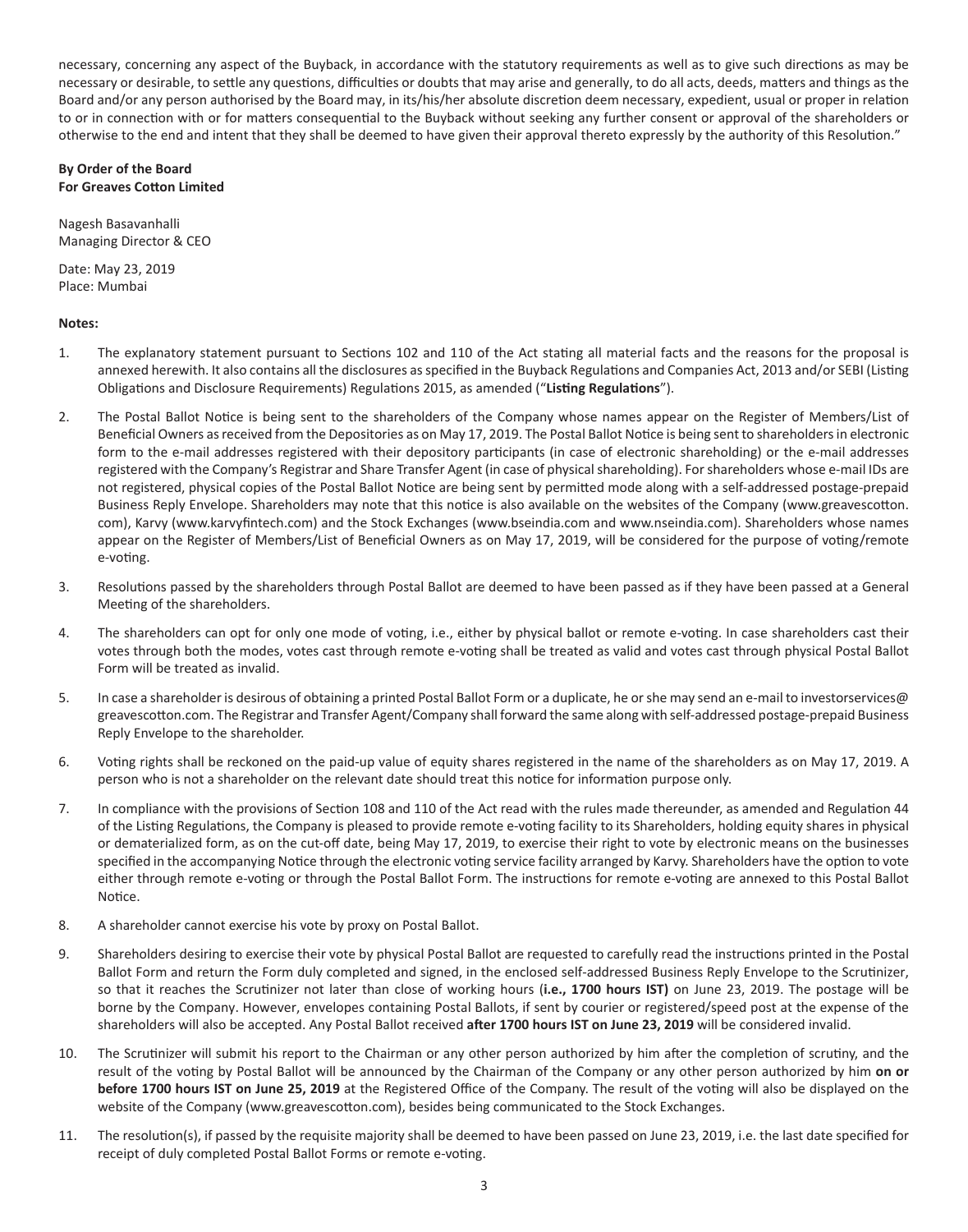necessary, concerning any aspect of the Buyback, in accordance with the statutory requirements as well as to give such directions as may be necessary or desirable, to settle any questions, difficulties or doubts that may arise and generally, to do all acts, deeds, matters and things as the Board and/or any person authorised by the Board may, in its/his/her absolute discretion deem necessary, expedient, usual or proper in relation to or in connection with or for matters consequential to the Buyback without seeking any further consent or approval of the shareholders or otherwise to the end and intent that they shall be deemed to have given their approval thereto expressly by the authority of this Resolution."

**By Order of the Board**
**For Greaves Cotton Limited**

Nagesh Basavanhalli
Managing Director & CEO

Date: May 23, 2019
Place: Mumbai

**Notes:**

1. The explanatory statement pursuant to Sections 102 and 110 of the Act stating all material facts and the reasons for the proposal is annexed herewith. It also contains all the disclosures as specified in the Buyback Regulations and Companies Act, 2013 and/or SEBI (Listing Obligations and Disclosure Requirements) Regulations 2015, as amended ("**Listing Regulations**").

2. The Postal Ballot Notice is being sent to the shareholders of the Company whose names appear on the Register of Members/List of Beneficial Owners as received from the Depositories as on May 17, 2019. The Postal Ballot Notice is being sent to shareholders in electronic form to the e-mail addresses registered with their depository participants (in case of electronic shareholding) or the e-mail addresses registered with the Company's Registrar and Share Transfer Agent (in case of physical shareholding). For shareholders whose e-mail IDs are not registered, physical copies of the Postal Ballot Notice are being sent by permitted mode along with a self-addressed postage-prepaid Business Reply Envelope. Shareholders may note that this notice is also available on the websites of the Company (www.greavescotton.com), Karvy (www.karvyfintech.com) and the Stock Exchanges (www.bseindia.com and www.nseindia.com). Shareholders whose names appear on the Register of Members/List of Beneficial Owners as on May 17, 2019, will be considered for the purpose of voting/remote e-voting.

3. Resolutions passed by the shareholders through Postal Ballot are deemed to have been passed as if they have been passed at a General Meeting of the shareholders.

4. The shareholders can opt for only one mode of voting, i.e., either by physical ballot or remote e-voting. In case shareholders cast their votes through both the modes, votes cast through remote e-voting shall be treated as valid and votes cast through physical Postal Ballot Form will be treated as invalid.

5. In case a shareholder is desirous of obtaining a printed Postal Ballot Form or a duplicate, he or she may send an e-mail to investorservices@greavescotton.com. The Registrar and Transfer Agent/Company shall forward the same along with self-addressed postage-prepaid Business Reply Envelope to the shareholder.

6. Voting rights shall be reckoned on the paid-up value of equity shares registered in the name of the shareholders as on May 17, 2019. A person who is not a shareholder on the relevant date should treat this notice for information purpose only.

7. In compliance with the provisions of Section 108 and 110 of the Act read with the rules made thereunder, as amended and Regulation 44 of the Listing Regulations, the Company is pleased to provide remote e-voting facility to its Shareholders, holding equity shares in physical or dematerialized form, as on the cut-off date, being May 17, 2019, to exercise their right to vote by electronic means on the businesses specified in the accompanying Notice through the electronic voting service facility arranged by Karvy. Shareholders have the option to vote either through remote e-voting or through the Postal Ballot Form. The instructions for remote e-voting are annexed to this Postal Ballot Notice.

8. A shareholder cannot exercise his vote by proxy on Postal Ballot.

9. Shareholders desiring to exercise their vote by physical Postal Ballot are requested to carefully read the instructions printed in the Postal Ballot Form and return the Form duly completed and signed, in the enclosed self-addressed Business Reply Envelope to the Scrutinizer, so that it reaches the Scrutinizer not later than close of working hours (**i.e., 1700 hours IST)** on June 23, 2019. The postage will be borne by the Company. However, envelopes containing Postal Ballots, if sent by courier or registered/speed post at the expense of the shareholders will also be accepted. Any Postal Ballot received **after 1700 hours IST on June 23, 2019** will be considered invalid.

10. The Scrutinizer will submit his report to the Chairman or any other person authorized by him after the completion of scrutiny, and the result of the voting by Postal Ballot will be announced by the Chairman of the Company or any other person authorized by him **on or before 1700 hours IST on June 25, 2019** at the Registered Office of the Company. The result of the voting will also be displayed on the website of the Company (www.greavescotton.com), besides being communicated to the Stock Exchanges.

11. The resolution(s), if passed by the requisite majority shall be deemed to have been passed on June 23, 2019, i.e. the last date specified for receipt of duly completed Postal Ballot Forms or remote e-voting.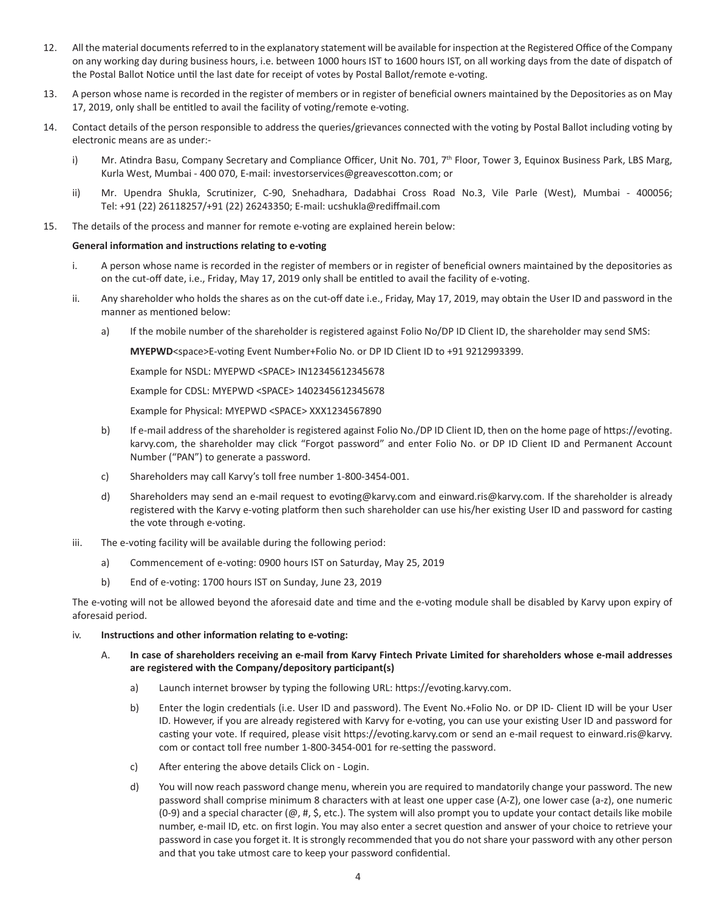12. All the material documents referred to in the explanatory statement will be available for inspection at the Registered Office of the Company on any working day during business hours, i.e. between 1000 hours IST to 1600 hours IST, on all working days from the date of dispatch of the Postal Ballot Notice until the last date for receipt of votes by Postal Ballot/remote e-voting.

13. A person whose name is recorded in the register of members or in register of beneficial owners maintained by the Depositories as on May 17, 2019, only shall be entitled to avail the facility of voting/remote e-voting.

14. Contact details of the person responsible to address the queries/grievances connected with the voting by Postal Ballot including voting by electronic means are as under:-

    i) Mr. Atindra Basu, Company Secretary and Compliance Officer, Unit No. 701, 7th Floor, Tower 3, Equinox Business Park, LBS Marg, Kurla West, Mumbai - 400 070, E-mail: investorservices@greavescotton.com; or

    ii) Mr. Upendra Shukla, Scrutinizer, C-90, Snehadhara, Dadabhai Cross Road No.3, Vile Parle (West), Mumbai - 400056; Tel: +91 (22) 26118257/+91 (22) 26243350; E-mail: ucshukla@rediffmail.com

15. The details of the process and manner for remote e-voting are explained herein below:

    **General information and instructions relating to e-voting**

    i. A person whose name is recorded in the register of members or in register of beneficial owners maintained by the depositories as on the cut-off date, i.e., Friday, May 17, 2019 only shall be entitled to avail the facility of e-voting.

    ii. Any shareholder who holds the shares as on the cut-off date i.e., Friday, May 17, 2019, may obtain the User ID and password in the manner as mentioned below:

        a) If the mobile number of the shareholder is registered against Folio No/DP ID Client ID, the shareholder may send SMS:

           **MYEPWD**<space>E-voting Event Number+Folio No. or DP ID Client ID to +91 9212993399.

           Example for NSDL: MYEPWD <SPACE> IN12345612345678

           Example for CDSL: MYEPWD <SPACE> 1402345612345678

           Example for Physical: MYEPWD <SPACE> XXX1234567890

        b) If e-mail address of the shareholder is registered against Folio No./DP ID Client ID, then on the home page of https://evoting.karvy.com, the shareholder may click "Forgot password" and enter Folio No. or DP ID Client ID and Permanent Account Number ("PAN") to generate a password.

        c) Shareholders may call Karvy's toll free number 1-800-3454-001.

        d) Shareholders may send an e-mail request to evoting@karvy.com and einward.ris@karvy.com. If the shareholder is already registered with the Karvy e-voting platform then such shareholder can use his/her existing User ID and password for casting the vote through e-voting.

    iii. The e-voting facility will be available during the following period:

        a) Commencement of e-voting: 0900 hours IST on Saturday, May 25, 2019

        b) End of e-voting: 1700 hours IST on Sunday, June 23, 2019

    The e-voting will not be allowed beyond the aforesaid date and time and the e-voting module shall be disabled by Karvy upon expiry of aforesaid period.

    iv. **Instructions and other information relating to e-voting:**

        A. **In case of shareholders receiving an e-mail from Karvy Fintech Private Limited for shareholders whose e-mail addresses are registered with the Company/depository participant(s)**

            a) Launch internet browser by typing the following URL: https://evoting.karvy.com.

            b) Enter the login credentials (i.e. User ID and password). The Event No.+Folio No. or DP ID- Client ID will be your User ID. However, if you are already registered with Karvy for e-voting, you can use your existing User ID and password for casting your vote. If required, please visit https://evoting.karvy.com or send an e-mail request to einward.ris@karvy.com or contact toll free number 1-800-3454-001 for re-setting the password.

            c) After entering the above details Click on - Login.

            d) You will now reach password change menu, wherein you are required to mandatorily change your password. The new password shall comprise minimum 8 characters with at least one upper case (A-Z), one lower case (a-z), one numeric (0-9) and a special character (@, #, $, etc.). The system will also prompt you to update your contact details like mobile number, e-mail ID, etc. on first login. You may also enter a secret question and answer of your choice to retrieve your password in case you forget it. It is strongly recommended that you do not share your password with any other person and that you take utmost care to keep your password confidential.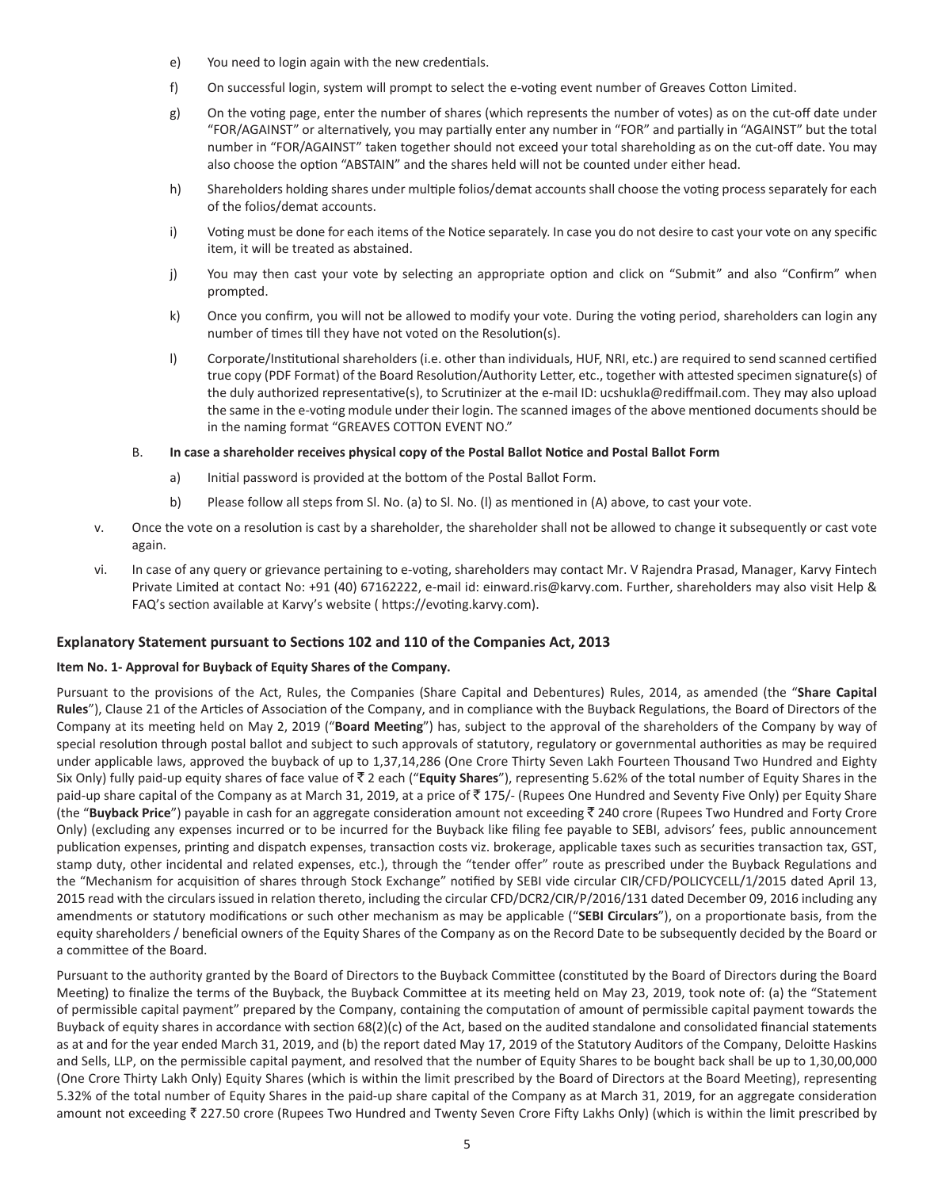e) You need to login again with the new credentials.

f) On successful login, system will prompt to select the e-voting event number of Greaves Cotton Limited.

g) On the voting page, enter the number of shares (which represents the number of votes) as on the cut-off date under "FOR/AGAINST" or alternatively, you may partially enter any number in "FOR" and partially in "AGAINST" but the total number in "FOR/AGAINST" taken together should not exceed your total shareholding as on the cut-off date. You may also choose the option "ABSTAIN" and the shares held will not be counted under either head.

h) Shareholders holding shares under multiple folios/demat accounts shall choose the voting process separately for each of the folios/demat accounts.

i) Voting must be done for each items of the Notice separately. In case you do not desire to cast your vote on any specific item, it will be treated as abstained.

j) You may then cast your vote by selecting an appropriate option and click on "Submit" and also "Confirm" when prompted.

k) Once you confirm, you will not be allowed to modify your vote. During the voting period, shareholders can login any number of times till they have not voted on the Resolution(s).

l) Corporate/Institutional shareholders (i.e. other than individuals, HUF, NRI, etc.) are required to send scanned certified true copy (PDF Format) of the Board Resolution/Authority Letter, etc., together with attested specimen signature(s) of the duly authorized representative(s), to Scrutinizer at the e-mail ID: ucshukla@rediffmail.com. They may also upload the same in the e-voting module under their login. The scanned images of the above mentioned documents should be in the naming format "GREAVES COTTON EVENT NO."

B. **In case a shareholder receives physical copy of the Postal Ballot Notice and Postal Ballot Form**

a) Initial password is provided at the bottom of the Postal Ballot Form.

b) Please follow all steps from Sl. No. (a) to Sl. No. (l) as mentioned in (A) above, to cast your vote.

v. Once the vote on a resolution is cast by a shareholder, the shareholder shall not be allowed to change it subsequently or cast vote again.

vi. In case of any query or grievance pertaining to e-voting, shareholders may contact Mr. V Rajendra Prasad, Manager, Karvy Fintech Private Limited at contact No: +91 (40) 67162222, e-mail id: einward.ris@karvy.com. Further, shareholders may also visit Help & FAQ's section available at Karvy's website ( https://evoting.karvy.com).

## Explanatory Statement pursuant to Sections 102 and 110 of the Companies Act, 2013

### Item No. 1- Approval for Buyback of Equity Shares of the Company.

Pursuant to the provisions of the Act, Rules, the Companies (Share Capital and Debentures) Rules, 2014, as amended (the "**Share Capital Rules**"), Clause 21 of the Articles of Association of the Company, and in compliance with the Buyback Regulations, the Board of Directors of the Company at its meeting held on May 2, 2019 ("**Board Meeting**") has, subject to the approval of the shareholders of the Company by way of special resolution through postal ballot and subject to such approvals of statutory, regulatory or governmental authorities as may be required under applicable laws, approved the buyback of up to 1,37,14,286 (One Crore Thirty Seven Lakh Fourteen Thousand Two Hundred and Eighty Six Only) fully paid-up equity shares of face value of ₹ 2 each ("**Equity Shares**"), representing 5.62% of the total number of Equity Shares in the paid-up share capital of the Company as at March 31, 2019, at a price of ₹ 175/- (Rupees One Hundred and Seventy Five Only) per Equity Share (the "**Buyback Price**") payable in cash for an aggregate consideration amount not exceeding ₹ 240 crore (Rupees Two Hundred and Forty Crore Only) (excluding any expenses incurred or to be incurred for the Buyback like filing fee payable to SEBI, advisors' fees, public announcement publication expenses, printing and dispatch expenses, transaction costs viz. brokerage, applicable taxes such as securities transaction tax, GST, stamp duty, other incidental and related expenses, etc.), through the "tender offer" route as prescribed under the Buyback Regulations and the "Mechanism for acquisition of shares through Stock Exchange" notified by SEBI vide circular CIR/CFD/POLICYCELL/1/2015 dated April 13, 2015 read with the circulars issued in relation thereto, including the circular CFD/DCR2/CIR/P/2016/131 dated December 09, 2016 including any amendments or statutory modifications or such other mechanism as may be applicable ("**SEBI Circulars**"), on a proportionate basis, from the equity shareholders / beneficial owners of the Equity Shares of the Company as on the Record Date to be subsequently decided by the Board or a committee of the Board.

Pursuant to the authority granted by the Board of Directors to the Buyback Committee (constituted by the Board of Directors during the Board Meeting) to finalize the terms of the Buyback, the Buyback Committee at its meeting held on May 23, 2019, took note of: (a) the "Statement of permissible capital payment" prepared by the Company, containing the computation of amount of permissible capital payment towards the Buyback of equity shares in accordance with section 68(2)(c) of the Act, based on the audited standalone and consolidated financial statements as at and for the year ended March 31, 2019, and (b) the report dated May 17, 2019 of the Statutory Auditors of the Company, Deloitte Haskins and Sells, LLP, on the permissible capital payment, and resolved that the number of Equity Shares to be bought back shall be up to 1,30,00,000 (One Crore Thirty Lakh Only) Equity Shares (which is within the limit prescribed by the Board of Directors at the Board Meeting), representing 5.32% of the total number of Equity Shares in the paid-up share capital of the Company as at March 31, 2019, for an aggregate consideration amount not exceeding ₹ 227.50 crore (Rupees Two Hundred and Twenty Seven Crore Fifty Lakhs Only) (which is within the limit prescribed by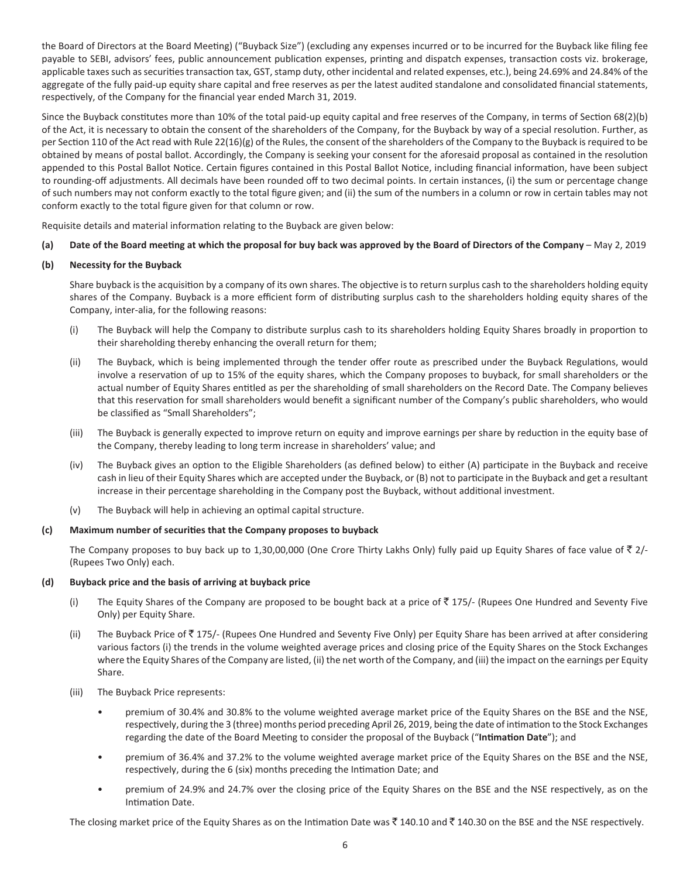the Board of Directors at the Board Meeting) ("Buyback Size") (excluding any expenses incurred or to be incurred for the Buyback like filing fee payable to SEBI, advisors' fees, public announcement publication expenses, printing and dispatch expenses, transaction costs viz. brokerage, applicable taxes such as securities transaction tax, GST, stamp duty, other incidental and related expenses, etc.), being 24.69% and 24.84% of the aggregate of the fully paid-up equity share capital and free reserves as per the latest audited standalone and consolidated financial statements, respectively, of the Company for the financial year ended March 31, 2019.

Since the Buyback constitutes more than 10% of the total paid-up equity capital and free reserves of the Company, in terms of Section 68(2)(b) of the Act, it is necessary to obtain the consent of the shareholders of the Company, for the Buyback by way of a special resolution. Further, as per Section 110 of the Act read with Rule 22(16)(g) of the Rules, the consent of the shareholders of the Company to the Buyback is required to be obtained by means of postal ballot. Accordingly, the Company is seeking your consent for the aforesaid proposal as contained in the resolution appended to this Postal Ballot Notice. Certain figures contained in this Postal Ballot Notice, including financial information, have been subject to rounding-off adjustments. All decimals have been rounded off to two decimal points. In certain instances, (i) the sum or percentage change of such numbers may not conform exactly to the total figure given; and (ii) the sum of the numbers in a column or row in certain tables may not conform exactly to the total figure given for that column or row.

Requisite details and material information relating to the Buyback are given below:

**(a) Date of the Board meeting at which the proposal for buy back was approved by the Board of Directors of the Company** – May 2, 2019

**(b) Necessity for the Buyback**

Share buyback is the acquisition by a company of its own shares. The objective is to return surplus cash to the shareholders holding equity shares of the Company. Buyback is a more efficient form of distributing surplus cash to the shareholders holding equity shares of the Company, inter-alia, for the following reasons:

(i) The Buyback will help the Company to distribute surplus cash to its shareholders holding Equity Shares broadly in proportion to their shareholding thereby enhancing the overall return for them;

(ii) The Buyback, which is being implemented through the tender offer route as prescribed under the Buyback Regulations, would involve a reservation of up to 15% of the equity shares, which the Company proposes to buyback, for small shareholders or the actual number of Equity Shares entitled as per the shareholding of small shareholders on the Record Date. The Company believes that this reservation for small shareholders would benefit a significant number of the Company's public shareholders, who would be classified as "Small Shareholders";

(iii) The Buyback is generally expected to improve return on equity and improve earnings per share by reduction in the equity base of the Company, thereby leading to long term increase in shareholders' value; and

(iv) The Buyback gives an option to the Eligible Shareholders (as defined below) to either (A) participate in the Buyback and receive cash in lieu of their Equity Shares which are accepted under the Buyback, or (B) not to participate in the Buyback and get a resultant increase in their percentage shareholding in the Company post the Buyback, without additional investment.

(v) The Buyback will help in achieving an optimal capital structure.

**(c) Maximum number of securities that the Company proposes to buyback**

The Company proposes to buy back up to 1,30,00,000 (One Crore Thirty Lakhs Only) fully paid up Equity Shares of face value of ₹ 2/- (Rupees Two Only) each.

**(d) Buyback price and the basis of arriving at buyback price**

(i) The Equity Shares of the Company are proposed to be bought back at a price of ₹ 175/- (Rupees One Hundred and Seventy Five Only) per Equity Share.

(ii) The Buyback Price of ₹ 175/- (Rupees One Hundred and Seventy Five Only) per Equity Share has been arrived at after considering various factors (i) the trends in the volume weighted average prices and closing price of the Equity Shares on the Stock Exchanges where the Equity Shares of the Company are listed, (ii) the net worth of the Company, and (iii) the impact on the earnings per Equity Share.

(iii) The Buyback Price represents:

- premium of 30.4% and 30.8% to the volume weighted average market price of the Equity Shares on the BSE and the NSE, respectively, during the 3 (three) months period preceding April 26, 2019, being the date of intimation to the Stock Exchanges regarding the date of the Board Meeting to consider the proposal of the Buyback ("**Intimation Date**"); and
- premium of 36.4% and 37.2% to the volume weighted average market price of the Equity Shares on the BSE and the NSE, respectively, during the 6 (six) months preceding the Intimation Date; and
- premium of 24.9% and 24.7% over the closing price of the Equity Shares on the BSE and the NSE respectively, as on the Intimation Date.

The closing market price of the Equity Shares as on the Intimation Date was ₹ 140.10 and ₹ 140.30 on the BSE and the NSE respectively.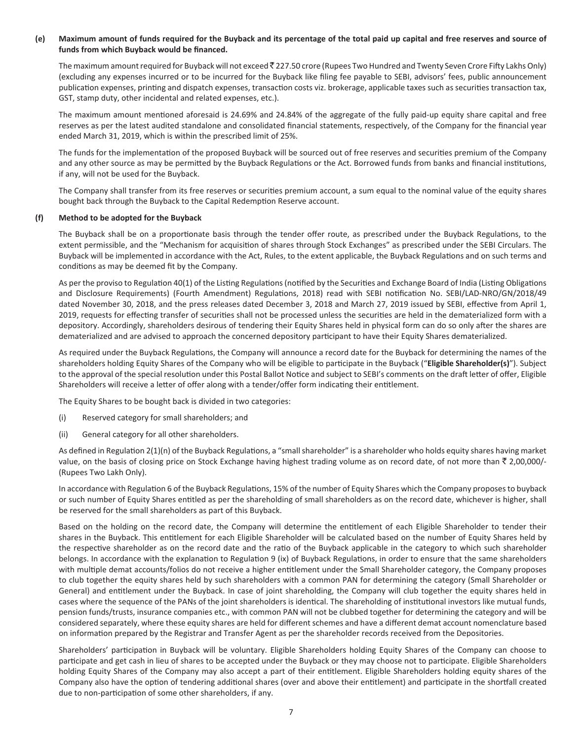**(e) Maximum amount of funds required for the Buyback and its percentage of the total paid up capital and free reserves and source of funds from which Buyback would be financed.**

The maximum amount required for Buyback will not exceed ₹ 227.50 crore (Rupees Two Hundred and Twenty Seven Crore Fifty Lakhs Only) (excluding any expenses incurred or to be incurred for the Buyback like filing fee payable to SEBI, advisors' fees, public announcement publication expenses, printing and dispatch expenses, transaction costs viz. brokerage, applicable taxes such as securities transaction tax, GST, stamp duty, other incidental and related expenses, etc.).

The maximum amount mentioned aforesaid is 24.69% and 24.84% of the aggregate of the fully paid-up equity share capital and free reserves as per the latest audited standalone and consolidated financial statements, respectively, of the Company for the financial year ended March 31, 2019, which is within the prescribed limit of 25%.

The funds for the implementation of the proposed Buyback will be sourced out of free reserves and securities premium of the Company and any other source as may be permitted by the Buyback Regulations or the Act. Borrowed funds from banks and financial institutions, if any, will not be used for the Buyback.

The Company shall transfer from its free reserves or securities premium account, a sum equal to the nominal value of the equity shares bought back through the Buyback to the Capital Redemption Reserve account.

**(f) Method to be adopted for the Buyback**

The Buyback shall be on a proportionate basis through the tender offer route, as prescribed under the Buyback Regulations, to the extent permissible, and the "Mechanism for acquisition of shares through Stock Exchanges" as prescribed under the SEBI Circulars. The Buyback will be implemented in accordance with the Act, Rules, to the extent applicable, the Buyback Regulations and on such terms and conditions as may be deemed fit by the Company.

As per the proviso to Regulation 40(1) of the Listing Regulations (notified by the Securities and Exchange Board of India (Listing Obligations and Disclosure Requirements) (Fourth Amendment) Regulations, 2018) read with SEBI notification No. SEBI/LAD-NRO/GN/2018/49 dated November 30, 2018, and the press releases dated December 3, 2018 and March 27, 2019 issued by SEBI, effective from April 1, 2019, requests for effecting transfer of securities shall not be processed unless the securities are held in the dematerialized form with a depository. Accordingly, shareholders desirous of tendering their Equity Shares held in physical form can do so only after the shares are dematerialized and are advised to approach the concerned depository participant to have their Equity Shares dematerialized.

As required under the Buyback Regulations, the Company will announce a record date for the Buyback for determining the names of the shareholders holding Equity Shares of the Company who will be eligible to participate in the Buyback ("**Eligible Shareholder(s)**"). Subject to the approval of the special resolution under this Postal Ballot Notice and subject to SEBI's comments on the draft letter of offer, Eligible Shareholders will receive a letter of offer along with a tender/offer form indicating their entitlement.

The Equity Shares to be bought back is divided in two categories:

(i) Reserved category for small shareholders; and

(ii) General category for all other shareholders.

As defined in Regulation 2(1)(n) of the Buyback Regulations, a "small shareholder" is a shareholder who holds equity shares having market value, on the basis of closing price on Stock Exchange having highest trading volume as on record date, of not more than ₹ 2,00,000/- (Rupees Two Lakh Only).

In accordance with Regulation 6 of the Buyback Regulations, 15% of the number of Equity Shares which the Company proposes to buyback or such number of Equity Shares entitled as per the shareholding of small shareholders as on the record date, whichever is higher, shall be reserved for the small shareholders as part of this Buyback.

Based on the holding on the record date, the Company will determine the entitlement of each Eligible Shareholder to tender their shares in the Buyback. This entitlement for each Eligible Shareholder will be calculated based on the number of Equity Shares held by the respective shareholder as on the record date and the ratio of the Buyback applicable in the category to which such shareholder belongs. In accordance with the explanation to Regulation 9 (ix) of Buyback Regulations, in order to ensure that the same shareholders with multiple demat accounts/folios do not receive a higher entitlement under the Small Shareholder category, the Company proposes to club together the equity shares held by such shareholders with a common PAN for determining the category (Small Shareholder or General) and entitlement under the Buyback. In case of joint shareholding, the Company will club together the equity shares held in cases where the sequence of the PANs of the joint shareholders is identical. The shareholding of institutional investors like mutual funds, pension funds/trusts, insurance companies etc., with common PAN will not be clubbed together for determining the category and will be considered separately, where these equity shares are held for different schemes and have a different demat account nomenclature based on information prepared by the Registrar and Transfer Agent as per the shareholder records received from the Depositories.

Shareholders' participation in Buyback will be voluntary. Eligible Shareholders holding Equity Shares of the Company can choose to participate and get cash in lieu of shares to be accepted under the Buyback or they may choose not to participate. Eligible Shareholders holding Equity Shares of the Company may also accept a part of their entitlement. Eligible Shareholders holding equity shares of the Company also have the option of tendering additional shares (over and above their entitlement) and participate in the shortfall created due to non-participation of some other shareholders, if any.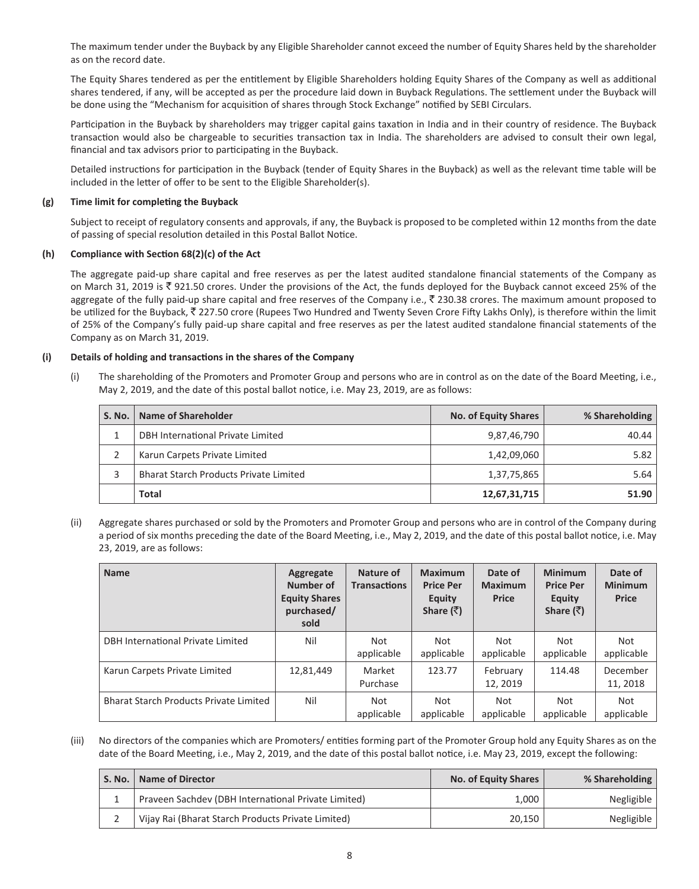The maximum tender under the Buyback by any Eligible Shareholder cannot exceed the number of Equity Shares held by the shareholder as on the record date.

The Equity Shares tendered as per the entitlement by Eligible Shareholders holding Equity Shares of the Company as well as additional shares tendered, if any, will be accepted as per the procedure laid down in Buyback Regulations. The settlement under the Buyback will be done using the "Mechanism for acquisition of shares through Stock Exchange" notified by SEBI Circulars.

Participation in the Buyback by shareholders may trigger capital gains taxation in India and in their country of residence. The Buyback transaction would also be chargeable to securities transaction tax in India. The shareholders are advised to consult their own legal, financial and tax advisors prior to participating in the Buyback.

Detailed instructions for participation in the Buyback (tender of Equity Shares in the Buyback) as well as the relevant time table will be included in the letter of offer to be sent to the Eligible Shareholder(s).

**(g) Time limit for completing the Buyback**

Subject to receipt of regulatory consents and approvals, if any, the Buyback is proposed to be completed within 12 months from the date of passing of special resolution detailed in this Postal Ballot Notice.

**(h) Compliance with Section 68(2)(c) of the Act**

The aggregate paid-up share capital and free reserves as per the latest audited standalone financial statements of the Company as on March 31, 2019 is ₹ 921.50 crores. Under the provisions of the Act, the funds deployed for the Buyback cannot exceed 25% of the aggregate of the fully paid-up share capital and free reserves of the Company i.e., ₹ 230.38 crores. The maximum amount proposed to be utilized for the Buyback, ₹ 227.50 crore (Rupees Two Hundred and Twenty Seven Crore Fifty Lakhs Only), is therefore within the limit of 25% of the Company's fully paid-up share capital and free reserves as per the latest audited standalone financial statements of the Company as on March 31, 2019.

**(i) Details of holding and transactions in the shares of the Company**

(i) The shareholding of the Promoters and Promoter Group and persons who are in control as on the date of the Board Meeting, i.e., May 2, 2019, and the date of this postal ballot notice, i.e. May 23, 2019, are as follows:

| S. No. | Name of Shareholder | No. of Equity Shares | % Shareholding |
|---|---|---|---|
| 1 | DBH International Private Limited | 9,87,46,790 | 40.44 |
| 2 | Karun Carpets Private Limited | 1,42,09,060 | 5.82 |
| 3 | Bharat Starch Products Private Limited | 1,37,75,865 | 5.64 |
| | **Total** | **12,67,31,715** | **51.90** |

(ii) Aggregate shares purchased or sold by the Promoters and Promoter Group and persons who are in control of the Company during a period of six months preceding the date of the Board Meeting, i.e., May 2, 2019, and the date of this postal ballot notice, i.e. May 23, 2019, are as follows:

| Name | Aggregate Number of Equity Shares purchased/ sold | Nature of Transactions | Maximum Price Per Equity Share (₹) | Date of Maximum Price | Minimum Price Per Equity Share (₹) | Date of Minimum Price |
|---|---|---|---|---|---|---|
| DBH International Private Limited | Nil | Not applicable | Not applicable | Not applicable | Not applicable | Not applicable |
| Karun Carpets Private Limited | 12,81,449 | Market Purchase | 123.77 | February 12, 2019 | 114.48 | December 11, 2018 |
| Bharat Starch Products Private Limited | Nil | Not applicable | Not applicable | Not applicable | Not applicable | Not applicable |

(iii) No directors of the companies which are Promoters/ entities forming part of the Promoter Group hold any Equity Shares as on the date of the Board Meeting, i.e., May 2, 2019, and the date of this postal ballot notice, i.e. May 23, 2019, except the following:

| S. No. | Name of Director | No. of Equity Shares | % Shareholding |
|---|---|---|---|
| 1 | Praveen Sachdev (DBH International Private Limited) | 1,000 | Negligible |
| 2 | Vijay Rai (Bharat Starch Products Private Limited) | 20,150 | Negligible |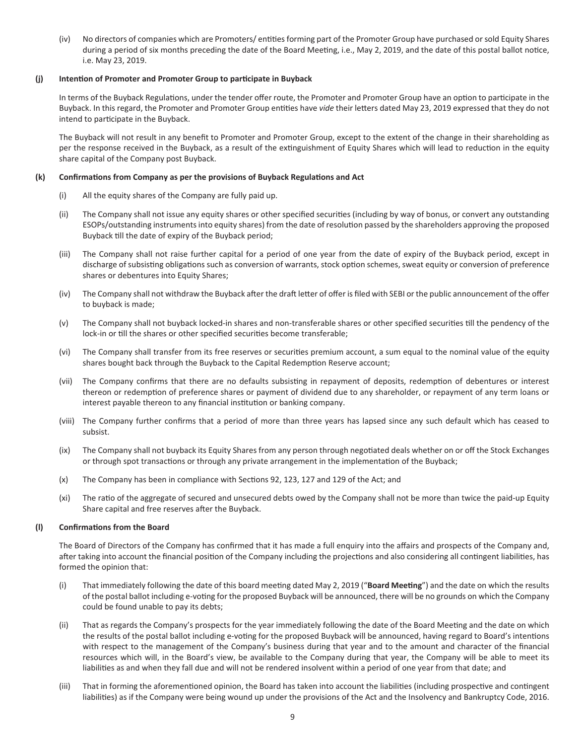(iv) No directors of companies which are Promoters/ entities forming part of the Promoter Group have purchased or sold Equity Shares during a period of six months preceding the date of the Board Meeting, i.e., May 2, 2019, and the date of this postal ballot notice, i.e. May 23, 2019.

**(j) Intention of Promoter and Promoter Group to participate in Buyback**

In terms of the Buyback Regulations, under the tender offer route, the Promoter and Promoter Group have an option to participate in the Buyback. In this regard, the Promoter and Promoter Group entities have *vide* their letters dated May 23, 2019 expressed that they do not intend to participate in the Buyback.

The Buyback will not result in any benefit to Promoter and Promoter Group, except to the extent of the change in their shareholding as per the response received in the Buyback, as a result of the extinguishment of Equity Shares which will lead to reduction in the equity share capital of the Company post Buyback.

**(k) Confirmations from Company as per the provisions of Buyback Regulations and Act**

(i) All the equity shares of the Company are fully paid up.

(ii) The Company shall not issue any equity shares or other specified securities (including by way of bonus, or convert any outstanding ESOPs/outstanding instruments into equity shares) from the date of resolution passed by the shareholders approving the proposed Buyback till the date of expiry of the Buyback period;

(iii) The Company shall not raise further capital for a period of one year from the date of expiry of the Buyback period, except in discharge of subsisting obligations such as conversion of warrants, stock option schemes, sweat equity or conversion of preference shares or debentures into Equity Shares;

(iv) The Company shall not withdraw the Buyback after the draft letter of offer is filed with SEBI or the public announcement of the offer to buyback is made;

(v) The Company shall not buyback locked-in shares and non-transferable shares or other specified securities till the pendency of the lock-in or till the shares or other specified securities become transferable;

(vi) The Company shall transfer from its free reserves or securities premium account, a sum equal to the nominal value of the equity shares bought back through the Buyback to the Capital Redemption Reserve account;

(vii) The Company confirms that there are no defaults subsisting in repayment of deposits, redemption of debentures or interest thereon or redemption of preference shares or payment of dividend due to any shareholder, or repayment of any term loans or interest payable thereon to any financial institution or banking company.

(viii) The Company further confirms that a period of more than three years has lapsed since any such default which has ceased to subsist.

(ix) The Company shall not buyback its Equity Shares from any person through negotiated deals whether on or off the Stock Exchanges or through spot transactions or through any private arrangement in the implementation of the Buyback;

(x) The Company has been in compliance with Sections 92, 123, 127 and 129 of the Act; and

(xi) The ratio of the aggregate of secured and unsecured debts owed by the Company shall not be more than twice the paid-up Equity Share capital and free reserves after the Buyback.

**(l) Confirmations from the Board**

The Board of Directors of the Company has confirmed that it has made a full enquiry into the affairs and prospects of the Company and, after taking into account the financial position of the Company including the projections and also considering all contingent liabilities, has formed the opinion that:

(i) That immediately following the date of this board meeting dated May 2, 2019 ("**Board Meeting**") and the date on which the results of the postal ballot including e-voting for the proposed Buyback will be announced, there will be no grounds on which the Company could be found unable to pay its debts;

(ii) That as regards the Company's prospects for the year immediately following the date of the Board Meeting and the date on which the results of the postal ballot including e-voting for the proposed Buyback will be announced, having regard to Board's intentions with respect to the management of the Company's business during that year and to the amount and character of the financial resources which will, in the Board's view, be available to the Company during that year, the Company will be able to meet its liabilities as and when they fall due and will not be rendered insolvent within a period of one year from that date; and

(iii) That in forming the aforementioned opinion, the Board has taken into account the liabilities (including prospective and contingent liabilities) as if the Company were being wound up under the provisions of the Act and the Insolvency and Bankruptcy Code, 2016.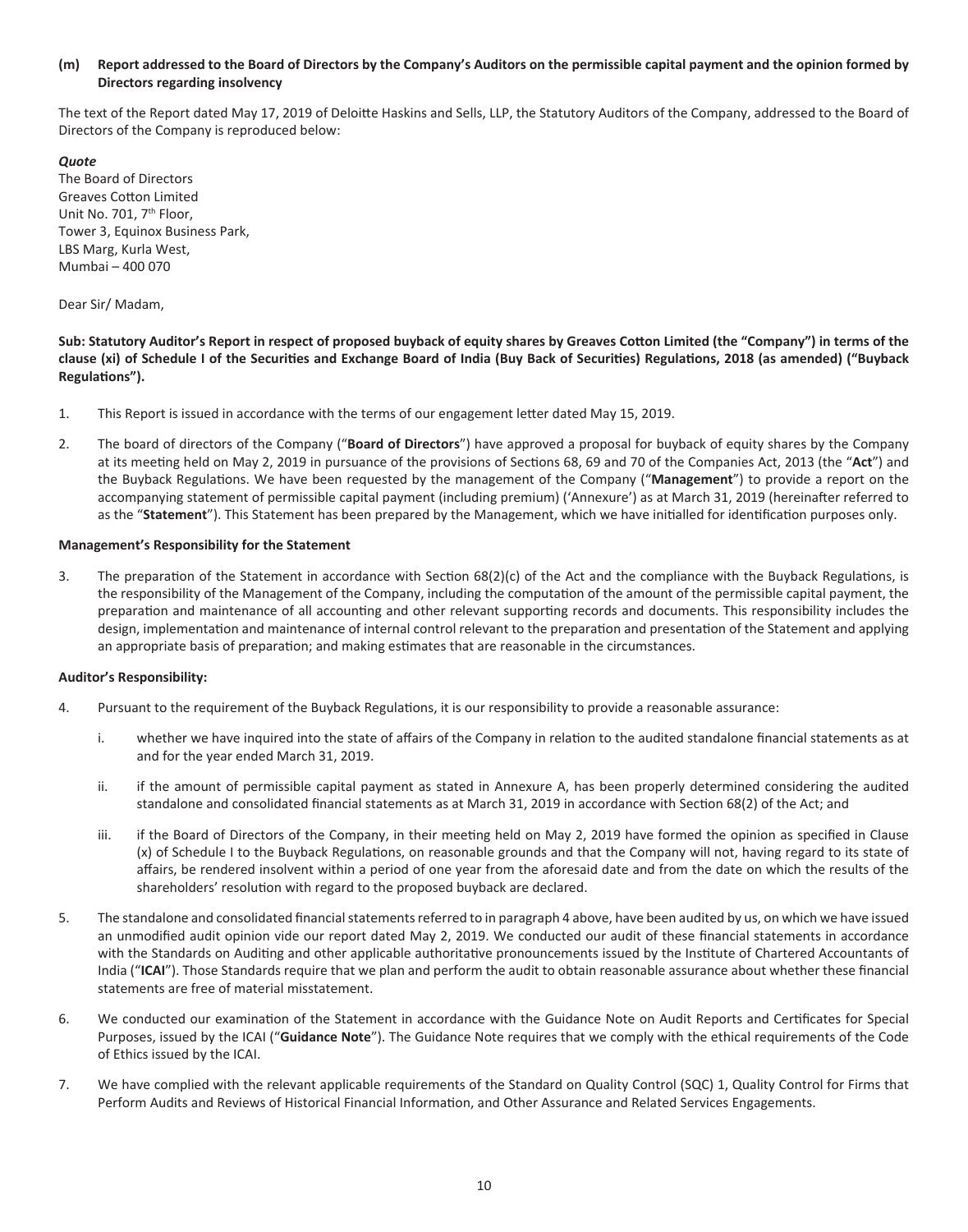**(m) Report addressed to the Board of Directors by the Company's Auditors on the permissible capital payment and the opinion formed by Directors regarding insolvency**

The text of the Report dated May 17, 2019 of Deloitte Haskins and Sells, LLP, the Statutory Auditors of the Company, addressed to the Board of Directors of the Company is reproduced below:

***Quote***

The Board of Directors
Greaves Cotton Limited
Unit No. 701, 7th Floor,
Tower 3, Equinox Business Park,
LBS Marg, Kurla West,
Mumbai – 400 070

Dear Sir/ Madam,

**Sub: Statutory Auditor's Report in respect of proposed buyback of equity shares by Greaves Cotton Limited (the "Company") in terms of the clause (xi) of Schedule I of the Securities and Exchange Board of India (Buy Back of Securities) Regulations, 2018 (as amended) ("Buyback Regulations").**

1. This Report is issued in accordance with the terms of our engagement letter dated May 15, 2019.

2. The board of directors of the Company ("**Board of Directors**") have approved a proposal for buyback of equity shares by the Company at its meeting held on May 2, 2019 in pursuance of the provisions of Sections 68, 69 and 70 of the Companies Act, 2013 (the "**Act**") and the Buyback Regulations. We have been requested by the management of the Company ("**Management**") to provide a report on the accompanying statement of permissible capital payment (including premium) ('Annexure') as at March 31, 2019 (hereinafter referred to as the "**Statement**"). This Statement has been prepared by the Management, which we have initialled for identification purposes only.

**Management's Responsibility for the Statement**

3. The preparation of the Statement in accordance with Section 68(2)(c) of the Act and the compliance with the Buyback Regulations, is the responsibility of the Management of the Company, including the computation of the amount of the permissible capital payment, the preparation and maintenance of all accounting and other relevant supporting records and documents. This responsibility includes the design, implementation and maintenance of internal control relevant to the preparation and presentation of the Statement and applying an appropriate basis of preparation; and making estimates that are reasonable in the circumstances.

**Auditor's Responsibility:**

4. Pursuant to the requirement of the Buyback Regulations, it is our responsibility to provide a reasonable assurance:

   i. whether we have inquired into the state of affairs of the Company in relation to the audited standalone financial statements as at and for the year ended March 31, 2019.

   ii. if the amount of permissible capital payment as stated in Annexure A, has been properly determined considering the audited standalone and consolidated financial statements as at March 31, 2019 in accordance with Section 68(2) of the Act; and

   iii. if the Board of Directors of the Company, in their meeting held on May 2, 2019 have formed the opinion as specified in Clause (x) of Schedule I to the Buyback Regulations, on reasonable grounds and that the Company will not, having regard to its state of affairs, be rendered insolvent within a period of one year from the aforesaid date and from the date on which the results of the shareholders' resolution with regard to the proposed buyback are declared.

5. The standalone and consolidated financial statements referred to in paragraph 4 above, have been audited by us, on which we have issued an unmodified audit opinion vide our report dated May 2, 2019. We conducted our audit of these financial statements in accordance with the Standards on Auditing and other applicable authoritative pronouncements issued by the Institute of Chartered Accountants of India ("**ICAI**"). Those Standards require that we plan and perform the audit to obtain reasonable assurance about whether these financial statements are free of material misstatement.

6. We conducted our examination of the Statement in accordance with the Guidance Note on Audit Reports and Certificates for Special Purposes, issued by the ICAI ("**Guidance Note**"). The Guidance Note requires that we comply with the ethical requirements of the Code of Ethics issued by the ICAI.

7. We have complied with the relevant applicable requirements of the Standard on Quality Control (SQC) 1, Quality Control for Firms that Perform Audits and Reviews of Historical Financial Information, and Other Assurance and Related Services Engagements.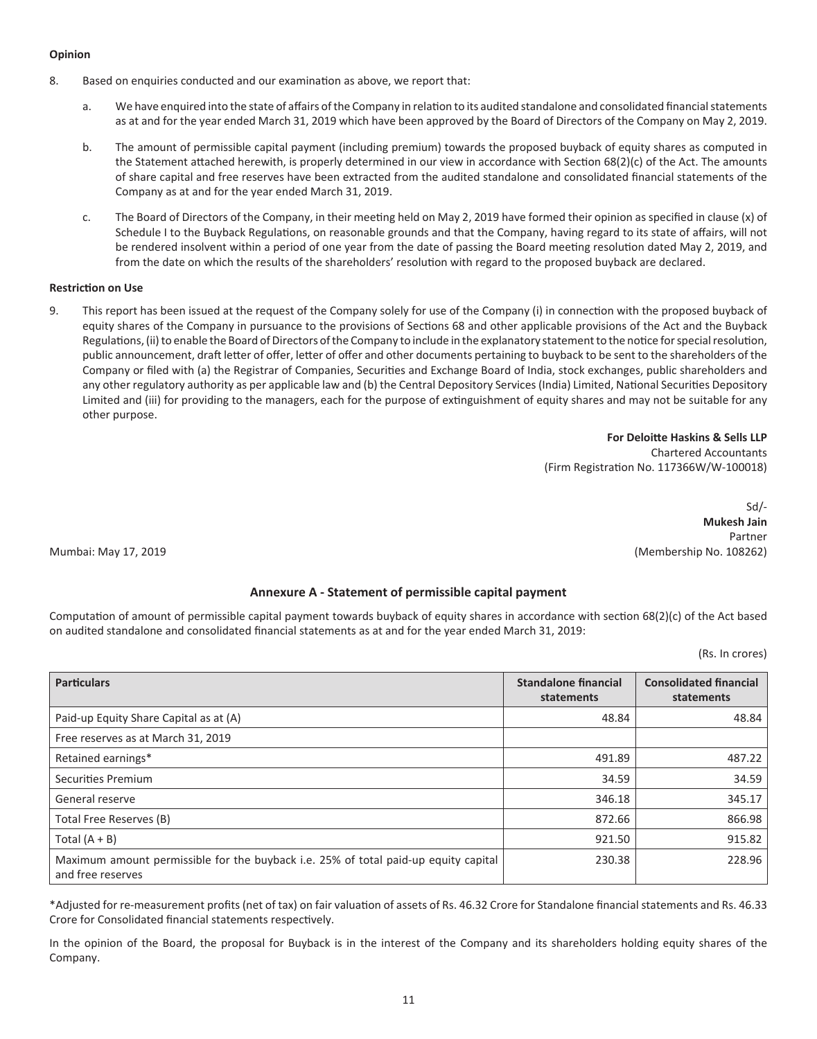**Opinion**

8. Based on enquiries conducted and our examination as above, we report that:

   a. We have enquired into the state of affairs of the Company in relation to its audited standalone and consolidated financial statements as at and for the year ended March 31, 2019 which have been approved by the Board of Directors of the Company on May 2, 2019.

   b. The amount of permissible capital payment (including premium) towards the proposed buyback of equity shares as computed in the Statement attached herewith, is properly determined in our view in accordance with Section 68(2)(c) of the Act. The amounts of share capital and free reserves have been extracted from the audited standalone and consolidated financial statements of the Company as at and for the year ended March 31, 2019.

   c. The Board of Directors of the Company, in their meeting held on May 2, 2019 have formed their opinion as specified in clause (x) of Schedule I to the Buyback Regulations, on reasonable grounds and that the Company, having regard to its state of affairs, will not be rendered insolvent within a period of one year from the date of passing the Board meeting resolution dated May 2, 2019, and from the date on which the results of the shareholders' resolution with regard to the proposed buyback are declared.

**Restriction on Use**

9. This report has been issued at the request of the Company solely for use of the Company (i) in connection with the proposed buyback of equity shares of the Company in pursuance to the provisions of Sections 68 and other applicable provisions of the Act and the Buyback Regulations, (ii) to enable the Board of Directors of the Company to include in the explanatory statement to the notice for special resolution, public announcement, draft letter of offer, letter of offer and other documents pertaining to buyback to be sent to the shareholders of the Company or filed with (a) the Registrar of Companies, Securities and Exchange Board of India, stock exchanges, public shareholders and any other regulatory authority as per applicable law and (b) the Central Depository Services (India) Limited, National Securities Depository Limited and (iii) for providing to the managers, each for the purpose of extinguishment of equity shares and may not be suitable for any other purpose.

**For Deloitte Haskins & Sells LLP**
Chartered Accountants
(Firm Registration No. 117366W/W-100018)

Sd/-
**Mukesh Jain**
Partner
(Membership No. 108262)

Mumbai: May 17, 2019

## Annexure A - Statement of permissible capital payment

Computation of amount of permissible capital payment towards buyback of equity shares in accordance with section 68(2)(c) of the Act based on audited standalone and consolidated financial statements as at and for the year ended March 31, 2019:

(Rs. In crores)

| Particulars | Standalone financial statements | Consolidated financial statements |
|---|---|---|
| Paid-up Equity Share Capital as at (A) | 48.84 | 48.84 |
| Free reserves as at March 31, 2019 | | |
| Retained earnings* | 491.89 | 487.22 |
| Securities Premium | 34.59 | 34.59 |
| General reserve | 346.18 | 345.17 |
| Total Free Reserves (B) | 872.66 | 866.98 |
| Total (A + B) | 921.50 | 915.82 |
| Maximum amount permissible for the buyback i.e. 25% of total paid-up equity capital and free reserves | 230.38 | 228.96 |

*Adjusted for re-measurement profits (net of tax) on fair valuation of assets of Rs. 46.32 Crore for Standalone financial statements and Rs. 46.33 Crore for Consolidated financial statements respectively.

In the opinion of the Board, the proposal for Buyback is in the interest of the Company and its shareholders holding equity shares of the Company.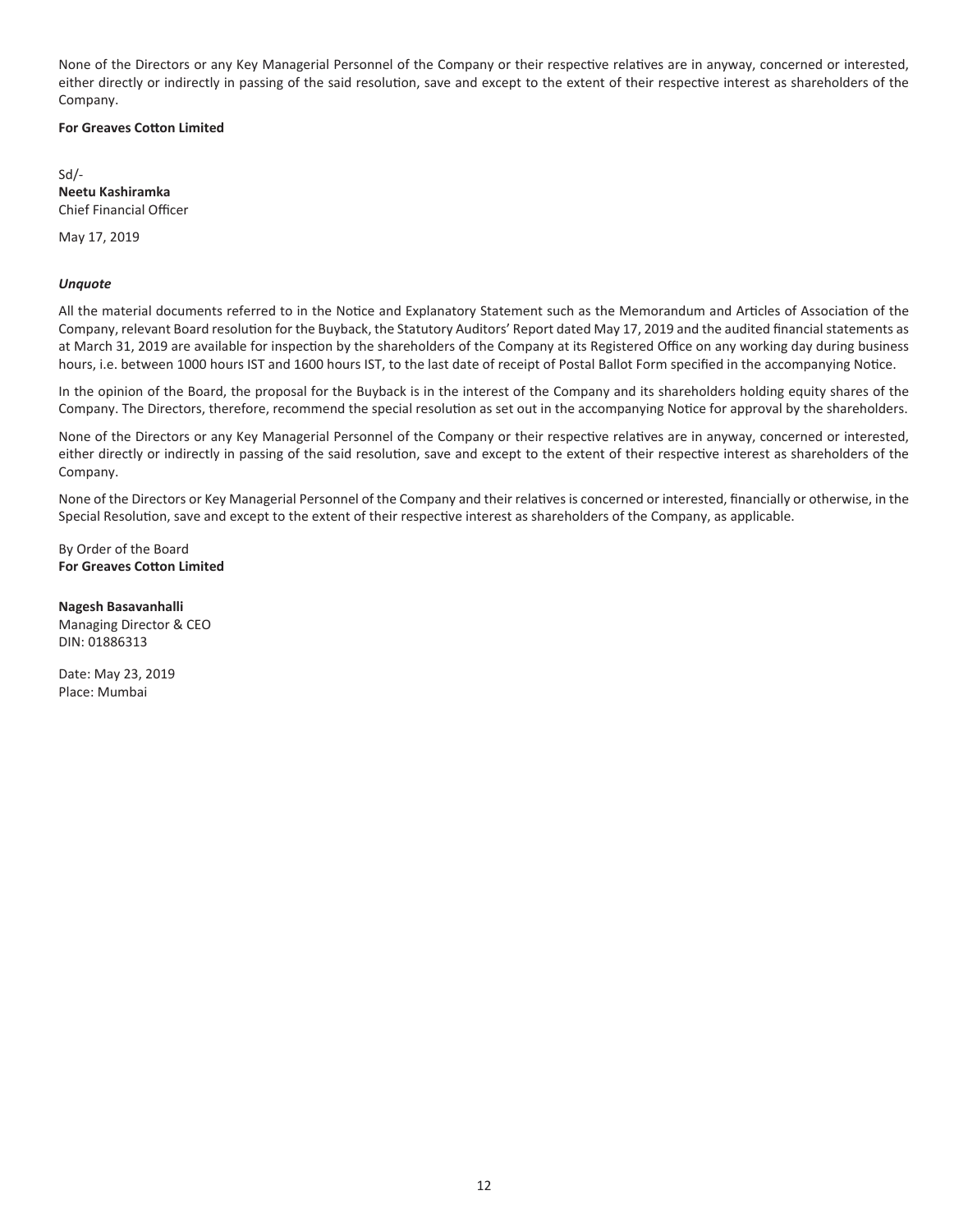None of the Directors or any Key Managerial Personnel of the Company or their respective relatives are in anyway, concerned or interested, either directly or indirectly in passing of the said resolution, save and except to the extent of their respective interest as shareholders of the Company.

**For Greaves Cotton Limited**

Sd/-
**Neetu Kashiramka**
Chief Financial Officer

May 17, 2019

***Unquote***

All the material documents referred to in the Notice and Explanatory Statement such as the Memorandum and Articles of Association of the Company, relevant Board resolution for the Buyback, the Statutory Auditors' Report dated May 17, 2019 and the audited financial statements as at March 31, 2019 are available for inspection by the shareholders of the Company at its Registered Office on any working day during business hours, i.e. between 1000 hours IST and 1600 hours IST, to the last date of receipt of Postal Ballot Form specified in the accompanying Notice.

In the opinion of the Board, the proposal for the Buyback is in the interest of the Company and its shareholders holding equity shares of the Company. The Directors, therefore, recommend the special resolution as set out in the accompanying Notice for approval by the shareholders.

None of the Directors or any Key Managerial Personnel of the Company or their respective relatives are in anyway, concerned or interested, either directly or indirectly in passing of the said resolution, save and except to the extent of their respective interest as shareholders of the Company.

None of the Directors or Key Managerial Personnel of the Company and their relatives is concerned or interested, financially or otherwise, in the Special Resolution, save and except to the extent of their respective interest as shareholders of the Company, as applicable.

By Order of the Board
**For Greaves Cotton Limited**

**Nagesh Basavanhalli**
Managing Director & CEO
DIN: 01886313

Date: May 23, 2019
Place: Mumbai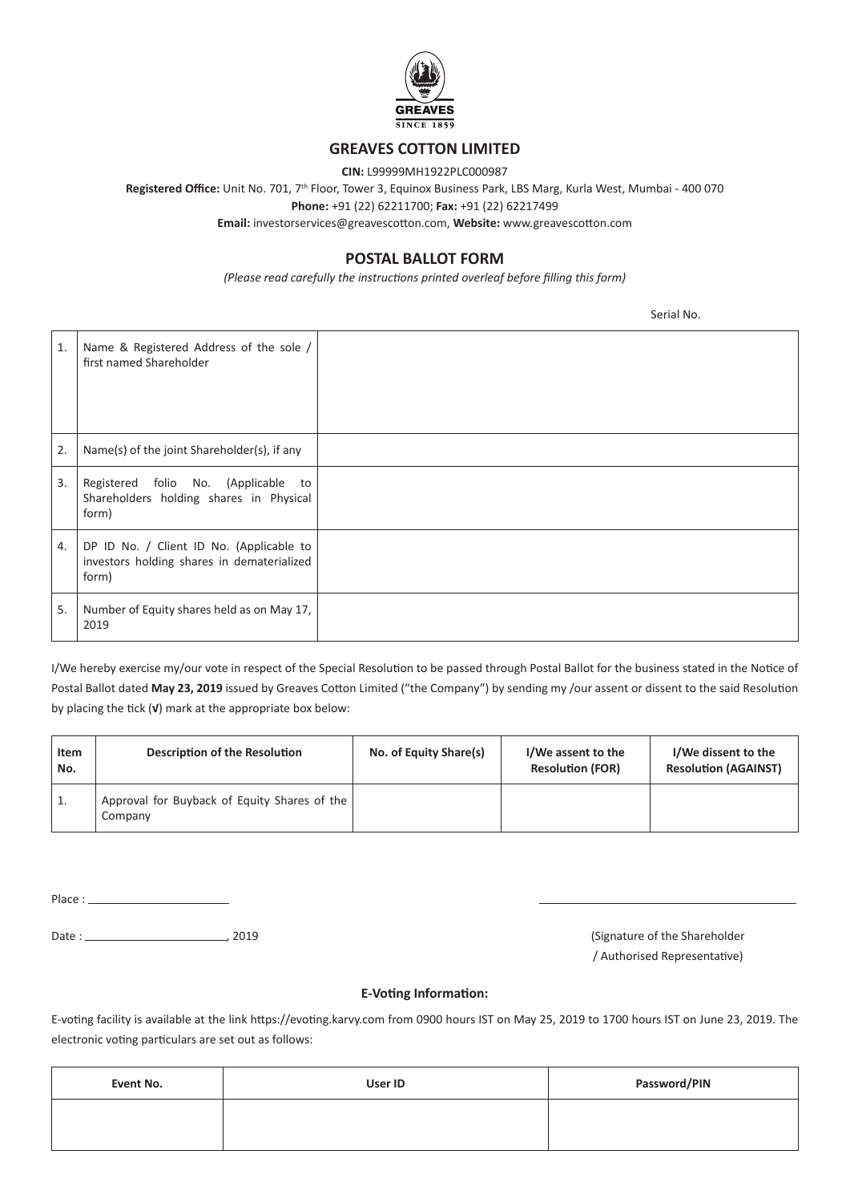GREAVES
SINCE 1859

# GREAVES COTTON LIMITED

**CIN:** L99999MH1922PLC000987

**Registered Office:** Unit No. 701, 7th Floor, Tower 3, Equinox Business Park, LBS Marg, Kurla West, Mumbai - 400 070

**Phone:** +91 (22) 62211700; **Fax:** +91 (22) 62217499

**Email:** investorservices@greavescotton.com, **Website:** www.greavescotton.com

## POSTAL BALLOT FORM

*(Please read carefully the instructions printed overleaf before filling this form)*

Serial No.

| | | |
|---|---|---|
| 1. | Name & Registered Address of the sole / first named Shareholder | |
| 2. | Name(s) of the joint Shareholder(s), if any | |
| 3. | Registered folio No. (Applicable to Shareholders holding shares in Physical form) | |
| 4. | DP ID No. / Client ID No. (Applicable to investors holding shares in dematerialized form) | |
| 5. | Number of Equity shares held as on May 17, 2019 | |

I/We hereby exercise my/our vote in respect of the Special Resolution to be passed through Postal Ballot for the business stated in the Notice of Postal Ballot dated **May 23, 2019** issued by Greaves Cotton Limited ("the Company") by sending my /our assent or dissent to the said Resolution by placing the tick (**√**) mark at the appropriate box below:

| Item No. | Description of the Resolution | No. of Equity Share(s) | I/We assent to the Resolution (FOR) | I/We dissent to the Resolution (AGAINST) |
|---|---|---|---|---|
| 1. | Approval for Buyback of Equity Shares of the Company | | | |

Place : ______________________

Date : ______________________, 2019

______________________________________

(Signature of the Shareholder / Authorised Representative)

**E-Voting Information:**

E-voting facility is available at the link https://evoting.karvy.com from 0900 hours IST on May 25, 2019 to 1700 hours IST on June 23, 2019. The electronic voting particulars are set out as follows:

| Event No. | User ID | Password/PIN |
|---|---|---|
| | | |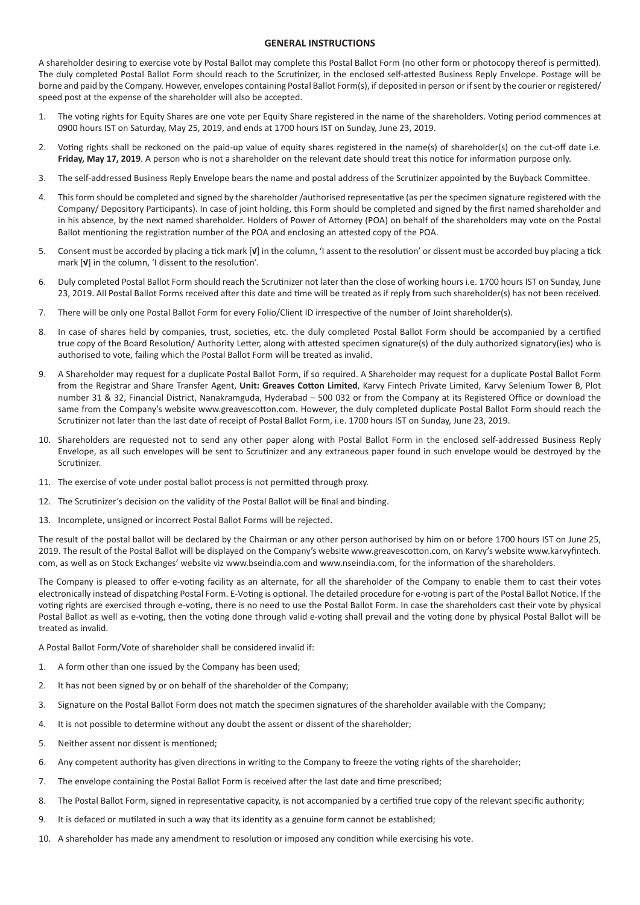## GENERAL INSTRUCTIONS

A shareholder desiring to exercise vote by Postal Ballot may complete this Postal Ballot Form (no other form or photocopy thereof is permitted). The duly completed Postal Ballot Form should reach to the Scrutinizer, in the enclosed self-attested Business Reply Envelope. Postage will be borne and paid by the Company. However, envelopes containing Postal Ballot Form(s), if deposited in person or if sent by the courier or registered/ speed post at the expense of the shareholder will also be accepted.

1. The voting rights for Equity Shares are one vote per Equity Share registered in the name of the shareholders. Voting period commences at 0900 hours IST on Saturday, May 25, 2019, and ends at 1700 hours IST on Sunday, June 23, 2019.
2. Voting rights shall be reckoned on the paid-up value of equity shares registered in the name(s) of shareholder(s) on the cut-off date i.e. **Friday, May 17, 2019**. A person who is not a shareholder on the relevant date should treat this notice for information purpose only.
3. The self-addressed Business Reply Envelope bears the name and postal address of the Scrutinizer appointed by the Buyback Committee.
4. This form should be completed and signed by the shareholder /authorised representative (as per the specimen signature registered with the Company/ Depository Participants). In case of joint holding, this Form should be completed and signed by the first named shareholder and in his absence, by the next named shareholder. Holders of Power of Attorney (POA) on behalf of the shareholders may vote on the Postal Ballot mentioning the registration number of the POA and enclosing an attested copy of the POA.
5. Consent must be accorded by placing a tick mark [**√**] in the column, 'I assent to the resolution' or dissent must be accorded buy placing a tick mark [**√**] in the column, 'I dissent to the resolution'.
6. Duly completed Postal Ballot Form should reach the Scrutinizer not later than the close of working hours i.e. 1700 hours IST on Sunday, June 23, 2019. All Postal Ballot Forms received after this date and time will be treated as if reply from such shareholder(s) has not been received.
7. There will be only one Postal Ballot Form for every Folio/Client ID irrespective of the number of Joint shareholder(s).
8. In case of shares held by companies, trust, societies, etc. the duly completed Postal Ballot Form should be accompanied by a certified true copy of the Board Resolution/ Authority Letter, along with attested specimen signature(s) of the duly authorized signatory(ies) who is authorised to vote, failing which the Postal Ballot Form will be treated as invalid.
9. A Shareholder may request for a duplicate Postal Ballot Form, if so required. A Shareholder may request for a duplicate Postal Ballot Form from the Registrar and Share Transfer Agent, **Unit: Greaves Cotton Limited**, Karvy Fintech Private Limited, Karvy Selenium Tower B, Plot number 31 & 32, Financial District, Nanakramguda, Hyderabad – 500 032 or from the Company at its Registered Office or download the same from the Company's website www.greavescotton.com. However, the duly completed duplicate Postal Ballot Form should reach the Scrutinizer not later than the last date of receipt of Postal Ballot Form, i.e. 1700 hours IST on Sunday, June 23, 2019.
10. Shareholders are requested not to send any other paper along with Postal Ballot Form in the enclosed self-addressed Business Reply Envelope, as all such envelopes will be sent to Scrutinizer and any extraneous paper found in such envelope would be destroyed by the Scrutinizer.
11. The exercise of vote under postal ballot process is not permitted through proxy.
12. The Scrutinizer's decision on the validity of the Postal Ballot will be final and binding.
13. Incomplete, unsigned or incorrect Postal Ballot Forms will be rejected.

The result of the postal ballot will be declared by the Chairman or any other person authorised by him on or before 1700 hours IST on June 25, 2019. The result of the Postal Ballot will be displayed on the Company's website www.greavescotton.com, on Karvy's website www.karvyfintech.com, as well as on Stock Exchanges' website viz www.bseindia.com and www.nseindia.com, for the information of the shareholders.

The Company is pleased to offer e-voting facility as an alternate, for all the shareholder of the Company to enable them to cast their votes electronically instead of dispatching Postal Form. E-Voting is optional. The detailed procedure for e-voting is part of the Postal Ballot Notice. If the voting rights are exercised through e-voting, there is no need to use the Postal Ballot Form. In case the shareholders cast their vote by physical Postal Ballot as well as e-voting, then the voting done through valid e-voting shall prevail and the voting done by physical Postal Ballot will be treated as invalid.

A Postal Ballot Form/Vote of shareholder shall be considered invalid if:

1. A form other than one issued by the Company has been used;
2. It has not been signed by or on behalf of the shareholder of the Company;
3. Signature on the Postal Ballot Form does not match the specimen signatures of the shareholder available with the Company;
4. It is not possible to determine without any doubt the assent or dissent of the shareholder;
5. Neither assent nor dissent is mentioned;
6. Any competent authority has given directions in writing to the Company to freeze the voting rights of the shareholder;
7. The envelope containing the Postal Ballot Form is received after the last date and time prescribed;
8. The Postal Ballot Form, signed in representative capacity, is not accompanied by a certified true copy of the relevant specific authority;
9. It is defaced or mutilated in such a way that its identity as a genuine form cannot be established;
10. A shareholder has made any amendment to resolution or imposed any condition while exercising his vote.